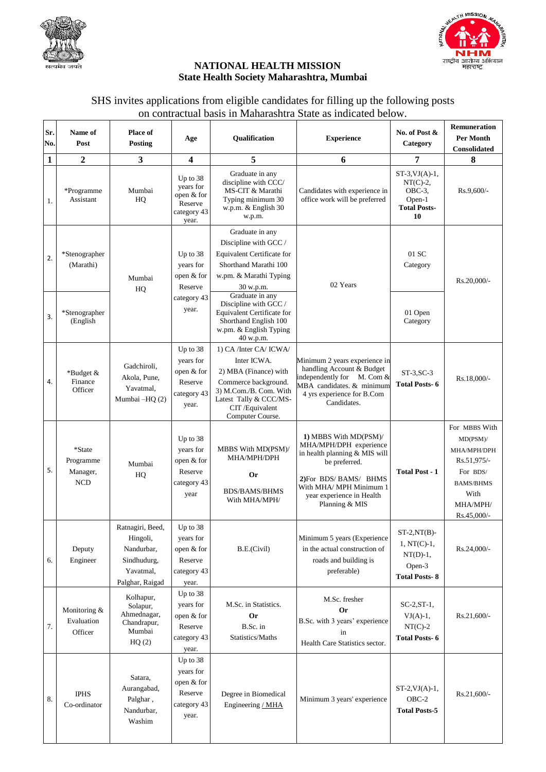# NATIONAL HEALTH MISSION
## State Health Society Maharashtra, Mumbai

SHS invites applications from eligible candidates for filling up the following posts on contractual basis in Maharashtra State as indicated below.

| Sr. No. | Name of Post | Place of Posting | Age | Qualification | Experience | No. of Post & Category | Remuneration Per Month Consolidated |
|---|---|---|---|---|---|---|---|
| 1 | 2 | 3 | 4 | 5 | 6 | 7 | 8 |
| 1. | *Programme Assistant | Mumbai HQ | Up to 38 years for open & for Reserve category 43 year. | Graduate in any discipline with CCC/ MS-CIT & Marathi Typing minimum 30 w.p.m. & English 30 w.p.m. | Candidates with experience in office work will be preferred | ST-3,VJ(A)-1, NT(C)-2, OBC-3, Open-1 **Total Posts- 10** | Rs.9,600/- |
| 2. | *Stenographer (Marathi) | Mumbai HQ | Up to 38 years for open & for Reserve category 43 year. | Graduate in any Discipline with GCC / Equivalent Certificate for Shorthand Marathi 100 w.pm. & Marathi Typing 30 w.p.m. | 02 Years | 01 SC Category | Rs.20,000/- |
| 3. | *Stenographer (English | | | Graduate in any Discipline with GCC / Equivalent Certificate for Shorthand English 100 w.pm. & English Typing 40 w.p.m. | | 01 Open Category | |
| 4. | *Budget & Finance Officer | Gadchiroli, Akola, Pune, Yavatmal, Mumbai –HQ (2) | Up to 38 years for open & for Reserve category 43 year. | 1) CA /Inter CA/ ICWA/ Inter ICWA. 2) MBA (Finance) with Commerce background. 3) M.Com./B. Com. With Latest Tally & CCC/MS-CIT /Equivalent Computer Course. | Minimum 2 years experience in handling Account & Budget independently for M. Com & MBA candidates. & minimum 4 yrs experience for B.Com Candidates. | ST-3,SC-3 **Total Posts- 6** | Rs.18,000/- |
| 5. | *State Programme Manager, NCD | Mumbai HQ | Up to 38 years for open & for Reserve category 43 year | MBBS With MD(PSM)/ MHA/MPH/DPH **Or** BDS/BAMS/BHMS With MHA/MPH/ | **1)** MBBS With MD(PSM)/ MHA/MPH/DPH experience in health planning & MIS will be preferred. 2)For BDS/ BAMS/ BHMS With MHA/ MPH Minimum 1 year experience in Health Planning & MIS | **Total Post - 1** | For MBBS With MD(PSM)/ MHA/MPH/DPH Rs.51,975/- For BDS/ BAMS/BHMS With MHA/MPH/ Rs.45,000/- |
| 6. | Deputy Engineer | Ratnagiri, Beed, Hingoli, Nandurbar, Sindhudurg, Yavatmal, Palghar, Raigad | Up to 38 years for open & for Reserve category 43 year. | B.E.(Civil) | Minimum 5 years (Experience in the actual construction of roads and building is preferable) | ST-2,NT(B)-1, NT(C)-1, NT(D)-1, Open-3 **Total Posts- 8** | Rs.24,000/- |
| 7. | Monitoring & Evaluation Officer | Kolhapur, Solapur, Ahmednagar, Chandrapur, Mumbai HQ (2) | Up to 38 years for open & for Reserve category 43 year. | M.Sc. in Statistics. **Or** B.Sc. in Statistics/Maths | M.Sc. fresher **Or** B.Sc. with 3 years' experience in Health Care Statistics sector. | SC-2,ST-1, VJ(A)-1, NT(C)-2 **Total Posts- 6** | Rs.21,600/- |
| 8. | IPHS Co-ordinator | Satara, Aurangabad, Palghar , Nandurbar, Washim | Up to 38 years for open & for Reserve category 43 year. | Degree in Biomedical Engineering / MHA | Minimum 3 years' experience | ST-2,VJ(A)-1, OBC-2 **Total Posts-5** | Rs.21,600/- |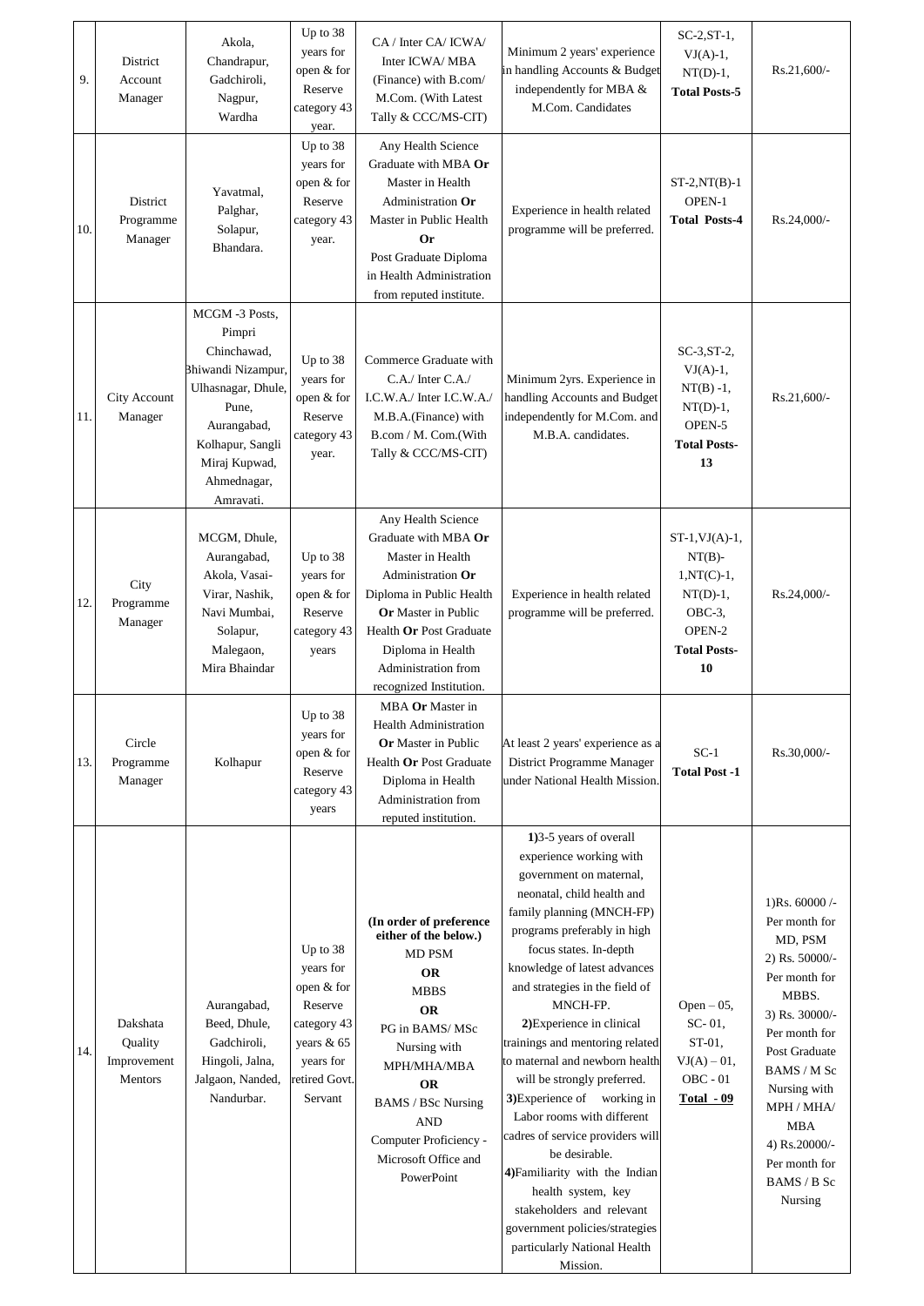| 9. | District Account Manager | Akola, Chandrapur, Gadchiroli, Nagpur, Wardha | Up to 38 years for open & for Reserve category 43 year. | CA / Inter CA/ ICWA/ Inter ICWA/ MBA (Finance) with B.com/ M.Com. (With Latest Tally & CCC/MS-CIT) | Minimum 2 years' experience in handling Accounts & Budget independently for MBA & M.Com. Candidates | SC-2,ST-1, VJ(A)-1, NT(D)-1, **Total Posts-5** | Rs.21,600/- |
|---|---|---|---|---|---|---|---|
| 10. | District Programme Manager | Yavatmal, Palghar, Solapur, Bhandara. | Up to 38 years for open & for Reserve category 43 year. | Any Health Science Graduate with MBA **Or** Master in Health Administration **Or** Master in Public Health **Or** Post Graduate Diploma in Health Administration from reputed institute. | Experience in health related programme will be preferred. | ST-2,NT(B)-1 OPEN-1 **Total Posts-4** | Rs.24,000/- |
| 11. | City Account Manager | MCGM -3 Posts, Pimpri Chinchawad, Bhiwandi Nizampur, Ulhasnagar, Dhule, Pune, Aurangabad, Kolhapur, Sangli Miraj Kupwad, Ahmednagar, Amravati. | Up to 38 years for open & for Reserve category 43 year. | Commerce Graduate with C.A./ Inter C.A./ I.C.W.A./ Inter I.C.W.A./ M.B.A.(Finance) with B.com / M. Com.(With Tally & CCC/MS-CIT) | Minimum 2yrs. Experience in handling Accounts and Budget independently for M.Com. and M.B.A. candidates. | SC-3,ST-2, VJ(A)-1, NT(B) -1, NT(D)-1, OPEN-5 **Total Posts-13** | Rs.21,600/- |
| 12. | City Programme Manager | MCGM, Dhule, Aurangabad, Akola, Vasai-Virar, Nashik, Navi Mumbai, Solapur, Malegaon, Mira Bhaindar | Up to 38 years for open & for Reserve category 43 years | Any Health Science Graduate with MBA **Or** Master in Health Administration **Or** Diploma in Public Health **Or** Master in Public Health **Or** Post Graduate Diploma in Health Administration from recognized Institution. | Experience in health related programme will be preferred. | ST-1,VJ(A)-1, NT(B)-1,NT(C)-1, NT(D)-1, OBC-3, OPEN-2 **Total Posts-10** | Rs.24,000/- |
| 13. | Circle Programme Manager | Kolhapur | Up to 38 years for open & for Reserve category 43 years | MBA **Or** Master in Health Administration **Or** Master in Public Health **Or** Post Graduate Diploma in Health Administration from reputed institution. | At least 2 years' experience as a District Programme Manager under National Health Mission. | SC-1 **Total Post -1** | Rs.30,000/- |
| 14. | Dakshata Quality Improvement Mentors | Aurangabad, Beed, Dhule, Gadchiroli, Hingoli, Jalna, Jalgaon, Nanded, Nandurbar. | Up to 38 years for open & for Reserve category 43 years & 65 years for retired Govt. Servant | **(In order of preference either of the below.)** MD PSM **OR** MBBS **OR** PG in BAMS/ MSc Nursing with MPH/MHA/MBA **OR** BAMS / BSc Nursing **AND** Computer Proficiency - Microsoft Office and PowerPoint | **1)**3-5 years of overall experience working with government on maternal, neonatal, child health and family planning (MNCH-FP) programs preferably in high focus states. In-depth knowledge of latest advances and strategies in the field of MNCH-FP. **2)**Experience in clinical trainings and mentoring related to maternal and newborn health will be strongly preferred. **3)**Experience of working in Labor rooms with different cadres of service providers will be desirable. **4)**Familiarity with the Indian health system, key stakeholders and relevant government policies/strategies particularly National Health Mission. | Open – 05, SC- 01, ST-01, VJ(A) – 01, OBC - 01 **Total - 09** | 1)Rs. 60000 /- Per month for MD, PSM 2) Rs. 50000/- Per month for MBBS. 3) Rs. 30000/- Per month for Post Graduate BAMS / M Sc Nursing with MPH / MHA/ MBA 4) Rs.20000/- Per month for BAMS / B Sc Nursing |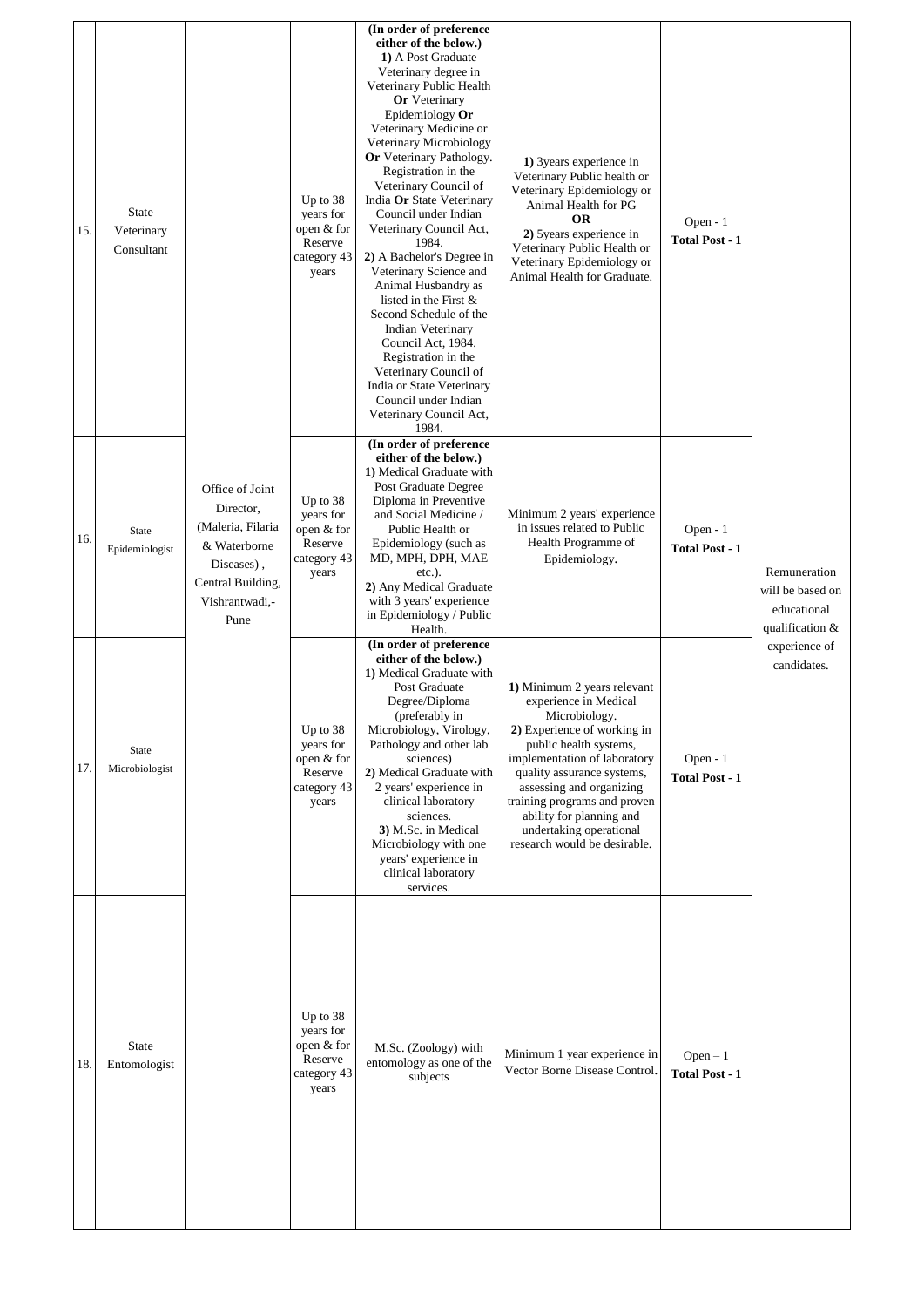| 15. | State Veterinary Consultant | Office of Joint Director, (Maleria, Filaria & Waterborne Diseases), Central Building, Vishrantwadi,- Pune | Up to 38 years for open & for Reserve category 43 years | **(In order of preference either of the below.)** **1)** A Post Graduate Veterinary degree in Veterinary Public Health **Or** Veterinary Epidemiology **Or** Veterinary Medicine or Veterinary Microbiology **Or** Veterinary Pathology. Registration in the Veterinary Council of India **Or** State Veterinary Council under Indian Veterinary Council Act, 1984. **2)** A Bachelor's Degree in Veterinary Science and Animal Husbandry as listed in the First & Second Schedule of the Indian Veterinary Council Act, 1984. Registration in the Veterinary Council of India or State Veterinary Council under Indian Veterinary Council Act, 1984. | **1)** 3years experience in Veterinary Public health or Veterinary Epidemiology or Animal Health for PG **OR** **2)** 5years experience in Veterinary Public Health or Veterinary Epidemiology or Animal Health for Graduate. | Open - 1 **Total Post - 1** | Remuneration will be based on educational qualification & experience of candidates. |
|---|---|---|---|---|---|---|---|
| 16. | State Epidemiologist | | Up to 38 years for open & for Reserve category 43 years | **(In order of preference either of the below.)** **1)** Medical Graduate with Post Graduate Degree Diploma in Preventive and Social Medicine / Public Health or Epidemiology (such as MD, MPH, DPH, MAE etc.). **2)** Any Medical Graduate with 3 years' experience in Epidemiology / Public Health. | Minimum 2 years' experience in issues related to Public Health Programme of Epidemiology. | Open - 1 **Total Post - 1** | |
| 17. | State Microbiologist | | Up to 38 years for open & for Reserve category 43 years | **(In order of preference either of the below.)** **1)** Medical Graduate with Post Graduate Degree/Diploma (preferably in Microbiology, Virology, Pathology and other lab sciences) **2)** Medical Graduate with 2 years' experience in clinical laboratory sciences. **3)** M.Sc. in Medical Microbiology with one years' experience in clinical laboratory services. | **1)** Minimum 2 years relevant experience in Medical Microbiology. **2)** Experience of working in public health systems, implementation of laboratory quality assurance systems, assessing and organizing training programs and proven ability for planning and undertaking operational research would be desirable. | Open - 1 **Total Post - 1** | |
| 18. | State Entomologist | | Up to 38 years for open & for Reserve category 43 years | M.Sc. (Zoology) with entomology as one of the subjects | Minimum 1 year experience in Vector Borne Disease Control. | Open – 1 **Total Post - 1** | |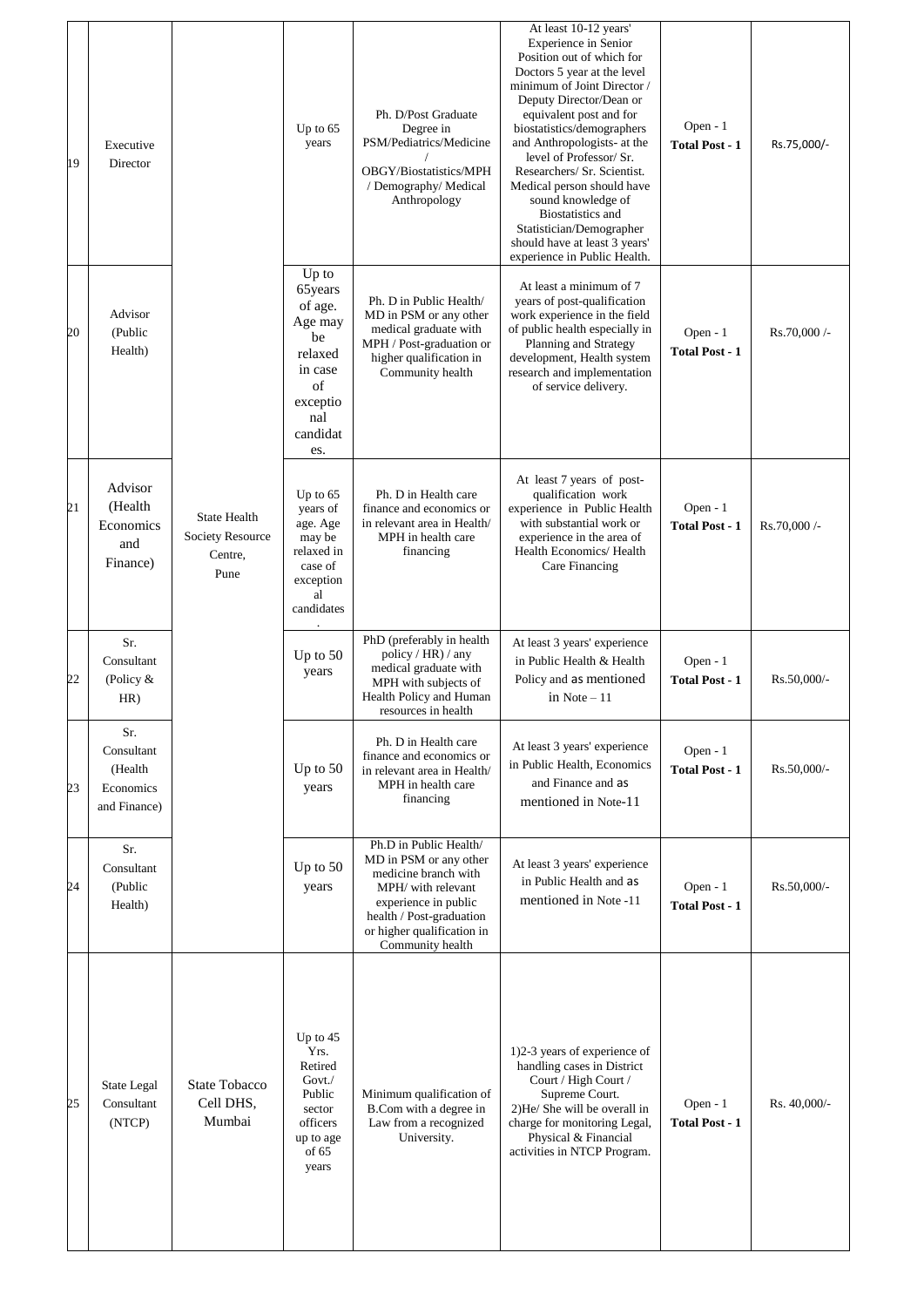| 19 | Executive Director | State Health Society Resource Centre, Pune | Up to 65 years | Ph. D/Post Graduate Degree in PSM/Pediatrics/Medicine / OBGY/Biostatistics/MPH / Demography/ Medical Anthropology | At least 10-12 years' Experience in Senior Position out of which for Doctors 5 year at the level minimum of Joint Director / Deputy Director/Dean or equivalent post and for biostatistics/demographers and Anthropologists- at the level of Professor/ Sr. Researchers/ Sr. Scientist. Medical person should have sound knowledge of Biostatistics and Statistician/Demographer should have at least 3 years' experience in Public Health. | Open - 1 **Total Post - 1** | Rs.75,000/- |
|---|---|---|---|---|---|---|---|
| 20 | Advisor (Public Health) | | Up to 65years of age. Age may be relaxed in case of exceptional candidates. | Ph. D in Public Health/ MD in PSM or any other medical graduate with MPH / Post-graduation or higher qualification in Community health | At least a minimum of 7 years of post-qualification work experience in the field of public health especially in Planning and Strategy development, Health system research and implementation of service delivery. | Open - 1 **Total Post - 1** | Rs.70,000 /- |
| 21 | Advisor (Health Economics and Finance) | | Up to 65 years of age. Age may be relaxed in case of exceptional candidates. | Ph. D in Health care finance and economics or in relevant area in Health/ MPH in health care financing | At least 7 years of post-qualification work experience in Public Health with substantial work or experience in the area of Health Economics/ Health Care Financing | Open - 1 **Total Post - 1** | Rs.70,000 /- |
| 22 | Sr. Consultant (Policy & HR) | | Up to 50 years | PhD (preferably in health policy / HR) / any medical graduate with MPH with subjects of Health Policy and Human resources in health | At least 3 years' experience in Public Health & Health Policy and as mentioned in Note – 11 | Open - 1 **Total Post - 1** | Rs.50,000/- |
| 23 | Sr. Consultant (Health Economics and Finance) | | Up to 50 years | Ph. D in Health care finance and economics or in relevant area in Health/ MPH in health care financing | At least 3 years' experience in Public Health, Economics and Finance and as mentioned in Note-11 | Open - 1 **Total Post - 1** | Rs.50,000/- |
| 24 | Sr. Consultant (Public Health) | | Up to 50 years | Ph.D in Public Health/ MD in PSM or any other medicine branch with MPH/ with relevant experience in public health / Post-graduation or higher qualification in Community health | At least 3 years' experience in Public Health and as mentioned in Note -11 | Open - 1 **Total Post - 1** | Rs.50,000/- |
| 25 | State Legal Consultant (NTCP) | State Tobacco Cell DHS, Mumbai | Up to 45 Yrs. Retired Govt./ Public sector officers up to age of 65 years | Minimum qualification of B.Com with a degree in Law from a recognized University. | 1)2-3 years of experience of handling cases in District Court / High Court / Supreme Court. 2)He/ She will be overall in charge for monitoring Legal, Physical & Financial activities in NTCP Program. | Open - 1 **Total Post - 1** | Rs. 40,000/- |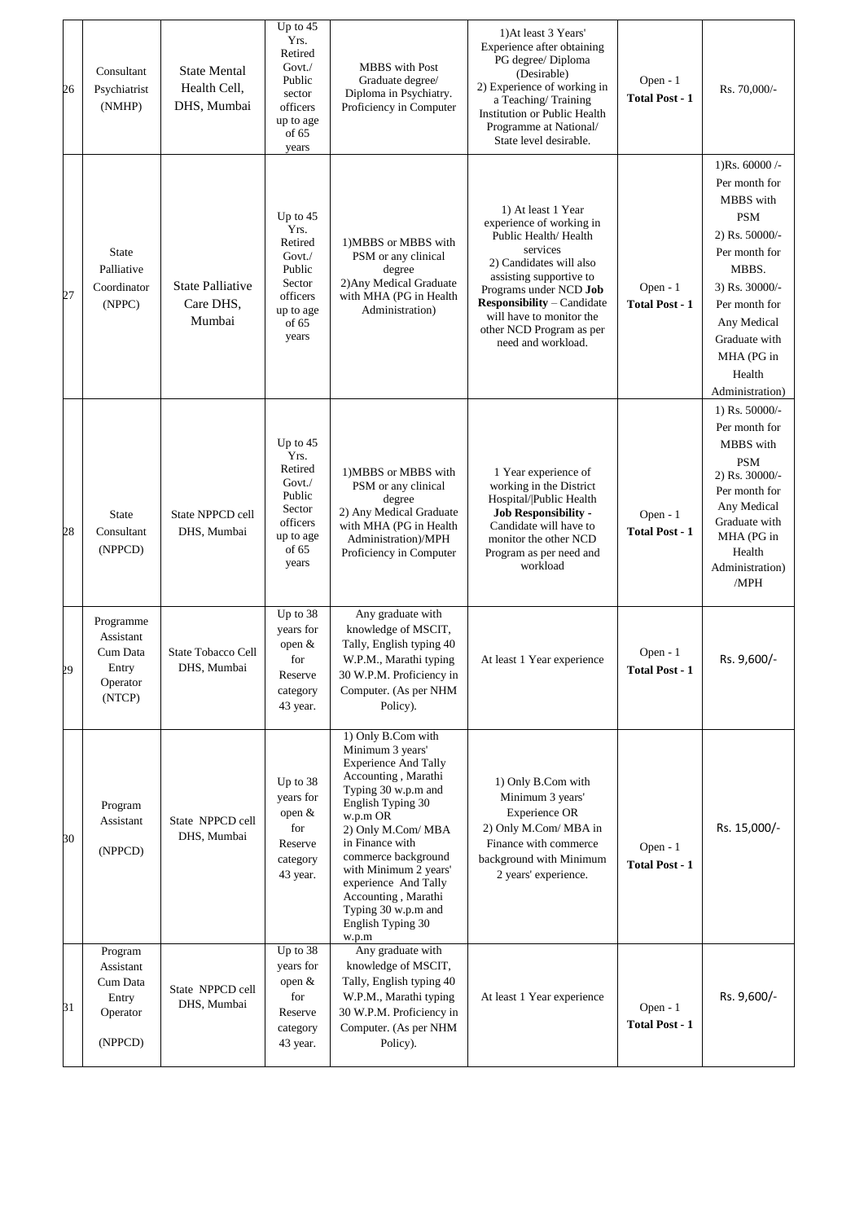| 26 | Consultant Psychiatrist (NMHP) | State Mental Health Cell, DHS, Mumbai | Up to 45 Yrs. Retired Govt./ Public sector officers up to age of 65 years | MBBS with Post Graduate degree/ Diploma in Psychiatry. Proficiency in Computer | 1)At least 3 Years' Experience after obtaining PG degree/ Diploma (Desirable) 2) Experience of working in a Teaching/ Training Institution or Public Health Programme at National/ State level desirable. | Open - 1 **Total Post - 1** | Rs. 70,000/- |
|---|---|---|---|---|---|---|---|
| 27 | State Palliative Coordinator (NPPC) | State Palliative Care DHS, Mumbai | Up to 45 Yrs. Retired Govt./ Public Sector officers up to age of 65 years | 1)MBBS or MBBS with PSM or any clinical degree 2)Any Medical Graduate with MHA (PG in Health Administration) | 1) At least 1 Year experience of working in Public Health/ Health services 2) Candidates will also assisting supportive to Programs under NCD **Job Responsibility** – Candidate will have to monitor the other NCD Program as per need and workload. | Open - 1 **Total Post - 1** | 1)Rs. 60000 /- Per month for MBBS with PSM 2) Rs. 50000/- Per month for MBBS. 3) Rs. 30000/- Per month for Any Medical Graduate with MHA (PG in Health Administration) |
| 28 | State Consultant (NPPCD) | State NPPCD cell DHS, Mumbai | Up to 45 Yrs. Retired Govt./ Public Sector officers up to age of 65 years | 1)MBBS or MBBS with PSM or any clinical degree 2) Any Medical Graduate with MHA (PG in Health Administration)/MPH Proficiency in Computer | 1 Year experience of working in the District Hospital/|Public Health **Job Responsibility -** Candidate will have to monitor the other NCD Program as per need and workload | Open - 1 **Total Post - 1** | 1) Rs. 50000/- Per month for MBBS with PSM 2) Rs. 30000/- Per month for Any Medical Graduate with MHA (PG in Health Administration) /MPH |
| 29 | Programme Assistant Cum Data Entry Operator (NTCP) | State Tobacco Cell DHS, Mumbai | Up to 38 years for open & for Reserve category 43 year. | Any graduate with knowledge of MSCIT, Tally, English typing 40 W.P.M., Marathi typing 30 W.P.M. Proficiency in Computer. (As per NHM Policy). | At least 1 Year experience | Open - 1 **Total Post - 1** | Rs. 9,600/- |
| 30 | Program Assistant (NPPCD) | State NPPCD cell DHS, Mumbai | Up to 38 years for open & for Reserve category 43 year. | 1) Only B.Com with Minimum 3 years' Experience And Tally Accounting , Marathi Typing 30 w.p.m and English Typing 30 w.p.m OR 2) Only M.Com/ MBA in Finance with commerce background with Minimum 2 years' experience And Tally Accounting , Marathi Typing 30 w.p.m and English Typing 30 w.p.m | 1) Only B.Com with Minimum 3 years' Experience OR 2) Only M.Com/ MBA in Finance with commerce background with Minimum 2 years' experience. | Open - 1 **Total Post - 1** | Rs. 15,000/- |
| 31 | Program Assistant Cum Data Entry Operator (NPPCD) | State NPPCD cell DHS, Mumbai | Up to 38 years for open & for Reserve category 43 year. | Any graduate with knowledge of MSCIT, Tally, English typing 40 W.P.M., Marathi typing 30 W.P.M. Proficiency in Computer. (As per NHM Policy). | At least 1 Year experience | Open - 1 **Total Post - 1** | Rs. 9,600/- |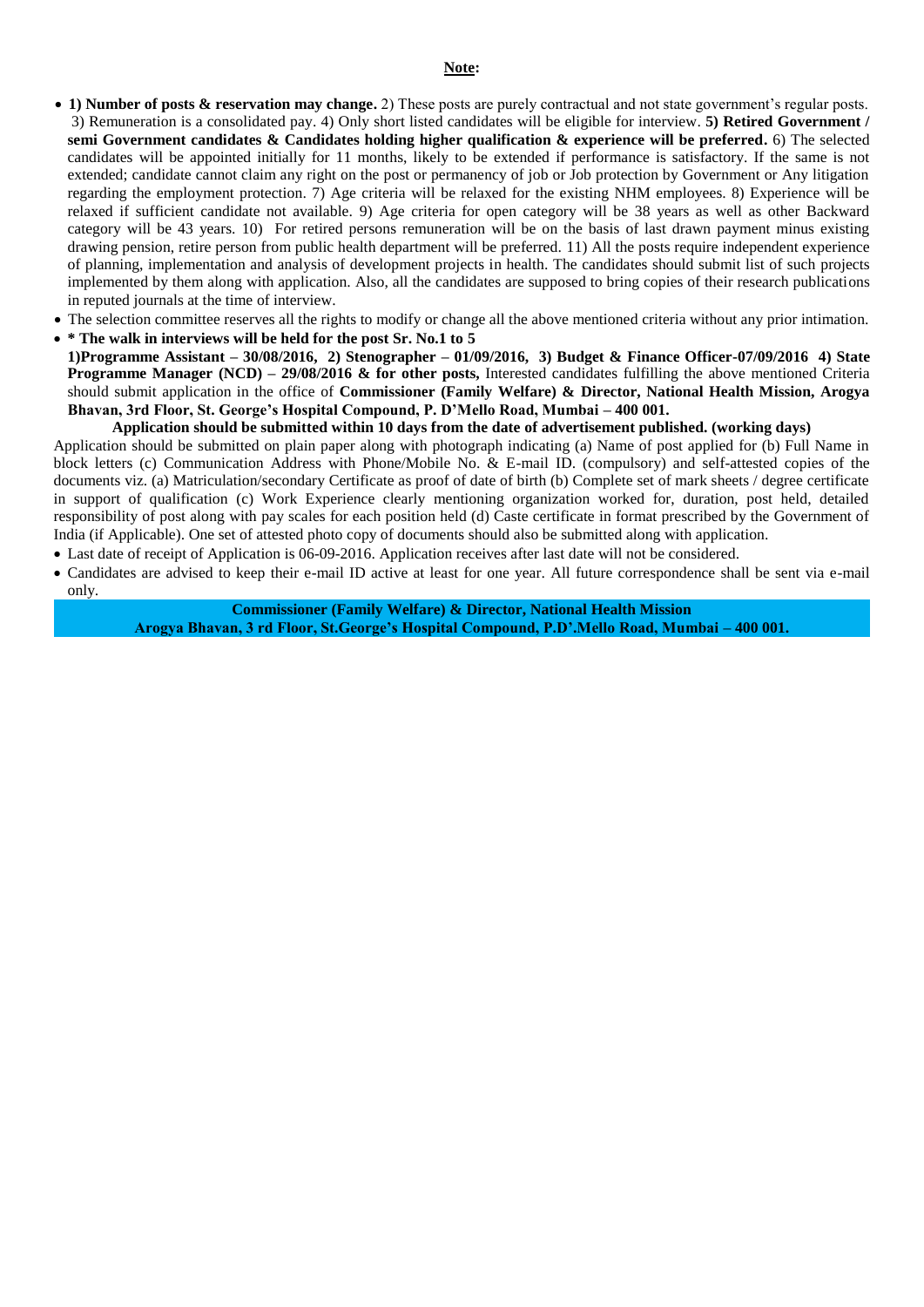**Note:**

- **1) Number of posts & reservation may change.** 2) These posts are purely contractual and not state government's regular posts. 3) Remuneration is a consolidated pay. 4) Only short listed candidates will be eligible for interview. **5) Retired Government / semi Government candidates & Candidates holding higher qualification & experience will be preferred.** 6) The selected candidates will be appointed initially for 11 months, likely to be extended if performance is satisfactory. If the same is not extended; candidate cannot claim any right on the post or permanency of job or Job protection by Government or Any litigation regarding the employment protection. 7) Age criteria will be relaxed for the existing NHM employees. 8) Experience will be relaxed if sufficient candidate not available. 9) Age criteria for open category will be 38 years as well as other Backward category will be 43 years. 10) For retired persons remuneration will be on the basis of last drawn payment minus existing drawing pension, retire person from public health department will be preferred. 11) All the posts require independent experience of planning, implementation and analysis of development projects in health. The candidates should submit list of such projects implemented by them along with application. Also, all the candidates are supposed to bring copies of their research publications in reputed journals at the time of interview.
- The selection committee reserves all the rights to modify or change all the above mentioned criteria without any prior intimation.
- **\* The walk in interviews will be held for the post Sr. No.1 to 5**
  **1)Programme Assistant – 30/08/2016, 2) Stenographer – 01/09/2016, 3) Budget & Finance Officer-07/09/2016 4) State Programme Manager (NCD) – 29/08/2016 & for other posts,** Interested candidates fulfilling the above mentioned Criteria should submit application in the office of **Commissioner (Family Welfare) & Director, National Health Mission, Arogya Bhavan, 3rd Floor, St. George's Hospital Compound, P. D'Mello Road, Mumbai – 400 001.**

**Application should be submitted within 10 days from the date of advertisement published. (working days)**

Application should be submitted on plain paper along with photograph indicating (a) Name of post applied for (b) Full Name in block letters (c) Communication Address with Phone/Mobile No. & E-mail ID. (compulsory) and self-attested copies of the documents viz. (a) Matriculation/secondary Certificate as proof of date of birth (b) Complete set of mark sheets / degree certificate in support of qualification (c) Work Experience clearly mentioning organization worked for, duration, post held, detailed responsibility of post along with pay scales for each position held (d) Caste certificate in format prescribed by the Government of India (if Applicable). One set of attested photo copy of documents should also be submitted along with application.

- Last date of receipt of Application is 06-09-2016. Application receives after last date will not be considered.
- Candidates are advised to keep their e-mail ID active at least for one year. All future correspondence shall be sent via e-mail only.

**Commissioner (Family Welfare) & Director, National Health Mission**
**Arogya Bhavan, 3 rd Floor, St.George's Hospital Compound, P.D'.Mello Road, Mumbai – 400 001.**